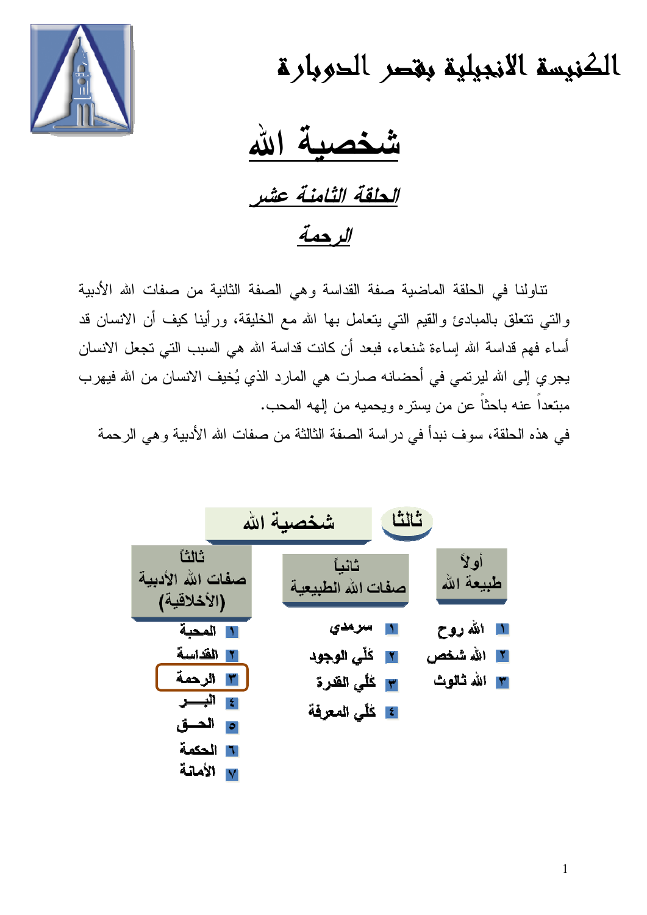# الكنيسة الانجيلية بقصر الدوبارة

# شخصية الله

## *الحلقة الثامنة عشر*

## *الرحمة*

تناولنا في الحلقة الماضية صفة القداسة وهي الصفة الثانية من صفات الله الأدبية والتي تتعلق بالمبادئ والقيم التي يتعامل بها الله مع الخليقة، ورأينا كيف أن الانسان قد أساء فهم قداسة الله إساءة شنعاء، فبعد أن كانت قداسة الله هي السبب التي تجعل الانسان يجري إلى الله ليرتمي في أحضانه صارت هي المارد الذي يُخيف الانسان من الله فيهرب مبتعداً عنه باحثاً عن من يستره ويحميه من إلهه المحب.

في هذه الحلقة، سوف نبدأ في دراسة الصفة الثالثة من صفات الله الأدبية وهي الرحمة

**ثالثاً: شخصية الله**

| أولاً طبيعة الله | ثانياً صفات الله الطبيعة | ثالثاً صفات الله الأدبية (الأخلاقية) |
|---|---|---|
| ١ الله روح | ١ سرمدي | ١ المحبة |
| ٢ الله شخص | ٢ كلّي الوجود | ٢ القداسة |
| ٣ الله ثالوث | ٣ كلّي القدرة | ٣ **الرحمة** |
| | ٤ كلّي المعرفة | ٤ البـــر |
| | | ٥ الحـــق |
| | | ٦ الحكمة |
| | | ٧ الأمانة |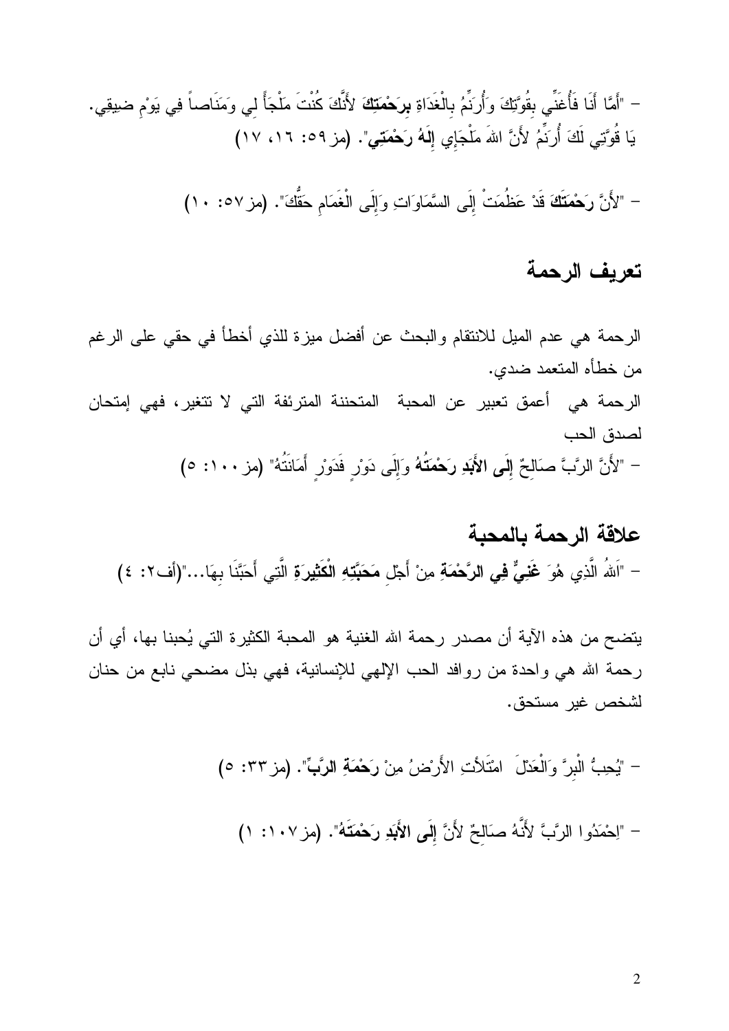- "أَمَّا أَنَا فَأُغَنِّي بِقُوَّتِكَ وَأُرَنِّمُ بِالْغَدَاةِ **بِرَحْمَتِكَ** لأَنَّكَ كُنْتَ مَلْجَأً لِي وَمَنَاصاً فِي يَوْمِ ضِيقِي. يَا قُوَّتِي لَكَ أُرَنِّمُ لأَنَّ اللهَ مَلْجَإِي **إِلَهُ رَحْمَتِي**". (مز٥٩: ١٦، ١٧)

- "لأَنَّ **رَحْمَتَكَ** قَدْ عَظُمَتْ إِلَى السَّمَاوَاتِ وَإِلَى الْغَمَامِ حَقُّكَ". (مز٥٧: ١٠)

## تعريف الرحمة

الرحمة هي عدم الميل للانتقام والبحث عن أفضل ميزة للذي أخطأ في حقي على الرغم من خطأه المتعمد ضدي.

الرحمة هي أعمق تعبير عن المحبة المتحننة المترئفة التي لا تتغير، فهي إمتحان لصدق الحب

- "لأَنَّ الرَّبَّ صَالِحٌ **إِلَى الأَبَدِ رَحْمَتُهُ** وَإِلَى دَوْرٍ فَدَوْرٍ أَمَانَتُهُ" (مز١٠٠: ٥)

## علاقة الرحمة بالمحبة

- "اَللهُ الَّذِي هُوَ **غَنِيٌّ فِي الرَّحْمَةِ** مِنْ أَجْلِ **مَحَبَّتِهِ الْكَثِيرَةِ** الَّتِي أَحَبَّنَا بِهَا..."(أف٢: ٤)

يتضح من هذه الآية أن مصدر رحمة الله الغنية هو المحبة الكثيرة التي يُحبنا بها، أي أن رحمة الله هي واحدة من روافد الحب الإلهي للإنسانية، فهي بذل مضحي نابع من حنان لشخص غير مستحق.

- "يُحِبُّ الْبِرَّ وَالْعَدْلَ امْتَلأَتِ الأَرْضُ مِنْ **رَحْمَةِ الرَّبِّ**". (مز٣٣: ٥)

- "اِحْمَدُوا الرَّبَّ لأَنَّهُ صَالِحٌ لأَنَّ **إِلَى الأَبَدِ رَحْمَتَهُ**". (مز١٠٧: ١)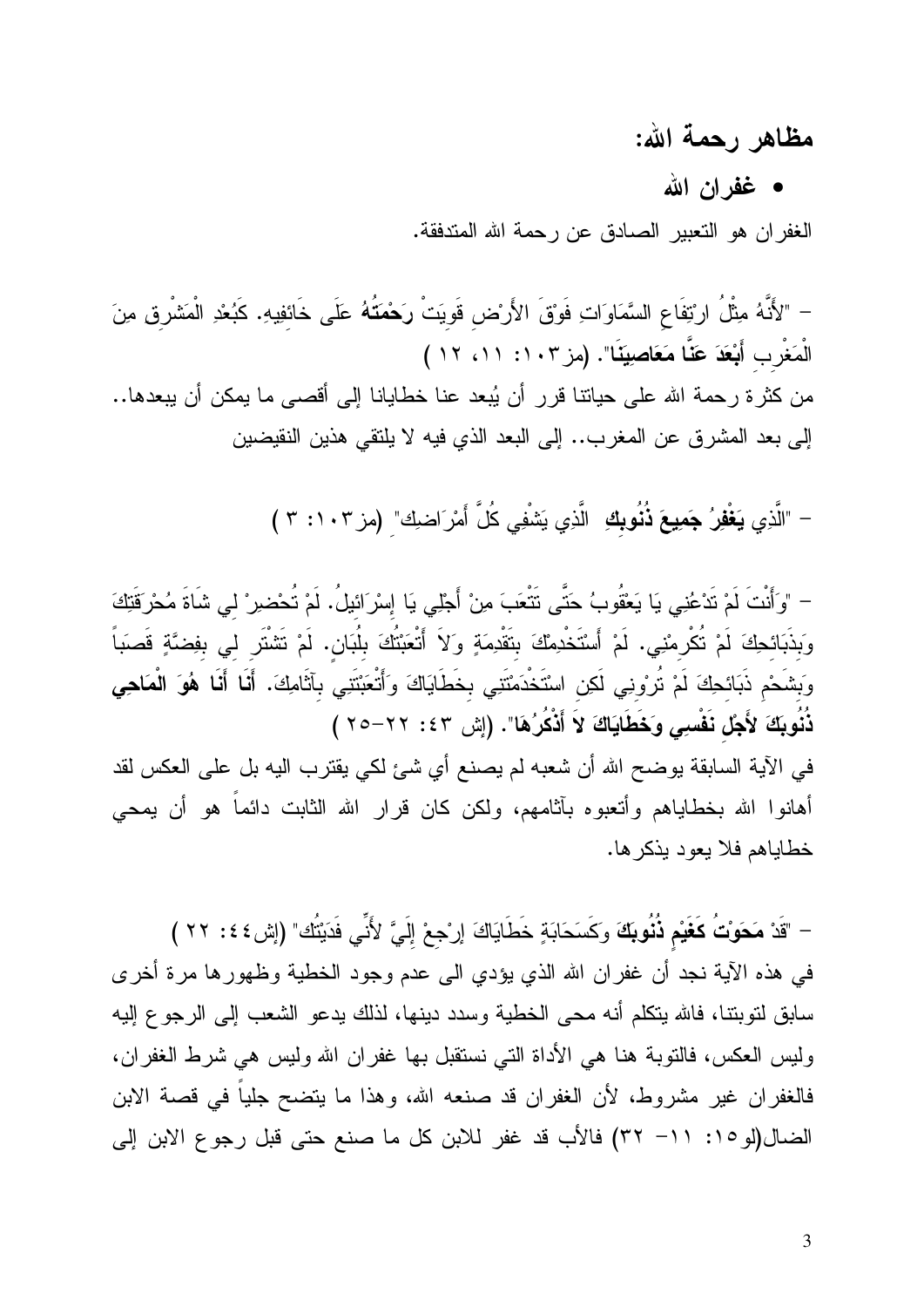## مظاهر رحمة الله:

- **غفران الله**

الغفران هو التعبير الصادق عن رحمة الله المتدفقة.

– "لأَنَّهُ مِثْلُ ارْتِفَاعِ السَّمَاوَاتِ فَوْقَ الأَرْضِ قَوِيَتْ **رَحْمَتُهُ** عَلَى خَائِفِيهِ. كَبُعْدِ الْمَشْرِقِ مِنَ الْمَغْرِبِ **أَبْعَدَ عَنَّا مَعَاصِيَنَا**". (مز١٠٣: ١١، ١٢ )

من كثرة رحمة الله على حياتنا قرر أن يُبعد عنا خطايانا إلى أقصى ما يمكن أن يبعدها.. إلى بعد المشرق عن المغرب.. إلى البعد الذي فيه لا يلتقي هذين النقيضين

– "الَّذِي **يَغْفِرُ جَمِيعَ ذُنُوبِكِ** الَّذِي يَشْفِي كُلَّ أَمْرَاضِكِ" (مز١٠٣: ٣ )

– "وَأَنْتَ لَمْ تَدْعُنِي يَا يَعْقُوبُ حَتَّى تَتْعَبَ مِنْ أَجْلِي يَا إِسْرَائِيلُ. لَمْ تُحْضِرْ لِي شَاةَ مُحْرَقَتِكَ وَبِذَبَائِحِكَ لَمْ تُكْرِمْنِي. لَمْ أَسْتَخْدِمْكَ بِتَقْدِمَةٍ وَلاَ أَتْعَبْتُكَ بِلُبَانٍ. لَمْ تَشْتَرِ لِي بِفِضَّةٍ قَصَباً وَبِشَحْمِ ذَبَائِحِكَ لَمْ تُرْوِنِي لَكِنِ اسْتَخْدَمْتَنِي بِخَطَايَاكَ وَأَتْعَبْتَنِي بِآثَامِكَ. **أَنَا أَنَا هُوَ الْمَاحِي ذُنُوبَكَ لأَجْلِ نَفْسِي وَخَطَايَاكَ لاَ أَذْكُرُهَا**". (إش ٤٣: ٢٢–٢٥ )

في الآية السابقة يوضح الله أن شعبه لم يصنع أي شئ لكي يقترب اليه بل على العكس لقد أهانوا الله بخطاياهم وأتعبوه بآثامهم، ولكن كان قرار الله الثابت دائماً هو أن يمحي خطاياهم فلا يعود يذكرها.

– "قَدْ **مَحَوْتُ كَغَيْمٍ ذُنُوبَكَ** وَكَسَحَابَةٍ خَطَايَاكَ إِرْجِعْ إِلَيَّ لأَنِّي فَدَيْتُكَ" (إش٤٤: ٢٢ )

في هذه الآية نجد أن غفران الله الذي يؤدي الى عدم وجود الخطية وظهورها مرة أخرى سابق لتوبتنا، فالله يتكلم أنه محى الخطية وسدد دينها، لذلك يدعو الشعب إلى الرجوع إليه وليس العكس، فالتوبة هنا هي الأداة التي نستقبل بها غفران الله وليس هي شرط الغفران، فالغفران غير مشروط، لأن الغفران قد صنعه الله، وهذا ما يتضح جلياً في قصة الابن الضال(لو١٥: ١١– ٣٢) فالأب قد غفر للابن كل ما صنع حتى قبل رجوع الابن إلى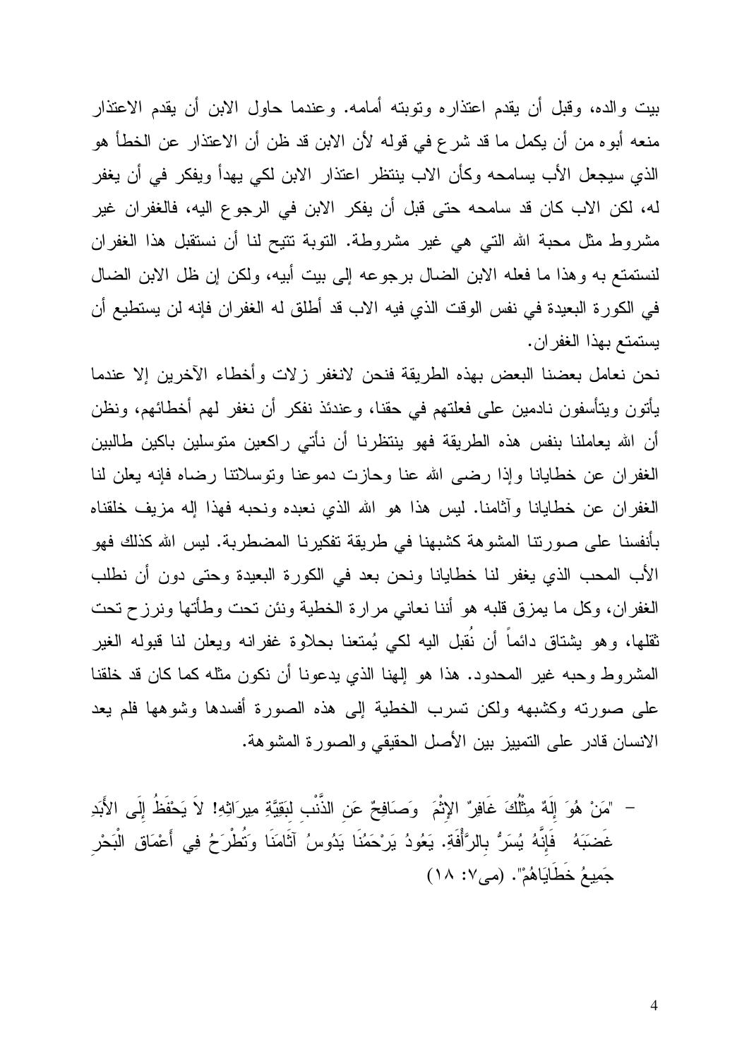بيت والده، وقبل أن يقدم اعتذاره وتوبته أمامه. وعندما حاول الابن أن يقدم الاعتذار منعه أبوه من أن يكمل ما قد شرع في قوله لأن الابن قد ظن أن الاعتذار عن الخطأ هو الذي سيجعل الأب يسامحه وكأن الاب ينتظر اعتذار الابن لكي يهدأ ويفكر في أن يغفر له، لكن الاب كان قد سامحه حتى قبل أن يفكر الابن في الرجوع اليه، فالغفران غير مشروط مثل محبة الله التي هي غير مشروطة. التوبة تتيح لنا أن نستقبل هذا الغفران لنستمتع به وهذا ما فعله الابن الضال برجوعه إلى بيت أبيه، ولكن إن ظل الابن الضال في الكورة البعيدة في نفس الوقت الذي فيه الاب قد أطلق له الغفران فإنه لن يستطيع أن يستمتع بهذا الغفران.

نحن نعامل بعضنا البعض بهذه الطريقة فنحن لانغفر زلات وأخطاء الآخرين إلا عندما يأتون ويتأسفون نادمين على فعلتهم في حقنا، وعندئذ نفكر أن نغفر لهم أخطائهم، ونظن أن الله يعاملنا بنفس هذه الطريقة فهو ينتظرنا أن نأتي راكعين متوسلين باكين طالبين الغفران عن خطايانا وإذا رضى الله عنا وحازت دموعنا وتوسلاتنا رضاه فإنه يعلن لنا الغفران عن خطايانا وآثامنا. ليس هذا هو الله الذي نعبده ونحبه فهذا إله مزيف خلقناه بأنفسنا على صورتنا المشوهة كشبهنا في طريقة تفكيرنا المضطربة. ليس الله كذلك فهو الأب المحب الذي يغفر لنا خطايانا ونحن بعد في الكورة البعيدة وحتى دون أن نطلب الغفران، وكل ما يمزق قلبه هو أننا نعاني مرارة الخطية ونئن تحت وطأتها ونرزح تحت ثقلها، وهو يشتاق دائماً أن نُقبل اليه لكي يُمتعنا بحلاوة غفرانه ويعلن لنا قبوله الغير المشروط وحبه غير المحدود. هذا هو إلهنا الذي يدعونا أن نكون مثله كما كان قد خلقنا على صورته وكشبهه ولكن تسرب الخطية إلى هذه الصورة أفسدها وشوهها فلم يعد الانسان قادر على التمييز بين الأصل الحقيقي والصورة المشوهة.

- "مَنْ هُوَ إِلَهٌ مِثْلُكَ غَافِرٌ الإِثْمَ وَصَافِحٌ عَنِ الذَّنْبِ لِبَقِيَّةِ مِيرَاثِهِ! لاَ يَحْفَظُ إِلَى الأَبَدِ غَضَبَهُ فَإِنَّهُ يُسَرُّ بِالرَّأْفَةِ. يَعُودُ يَرْحَمُنَا يَدُوسُ آثَامَنَا وَتُطْرَحُ فِي أَعْمَاقِ الْبَحْرِ جَمِيعُ خَطَايَاهُمْ". (مى٧: ١٨)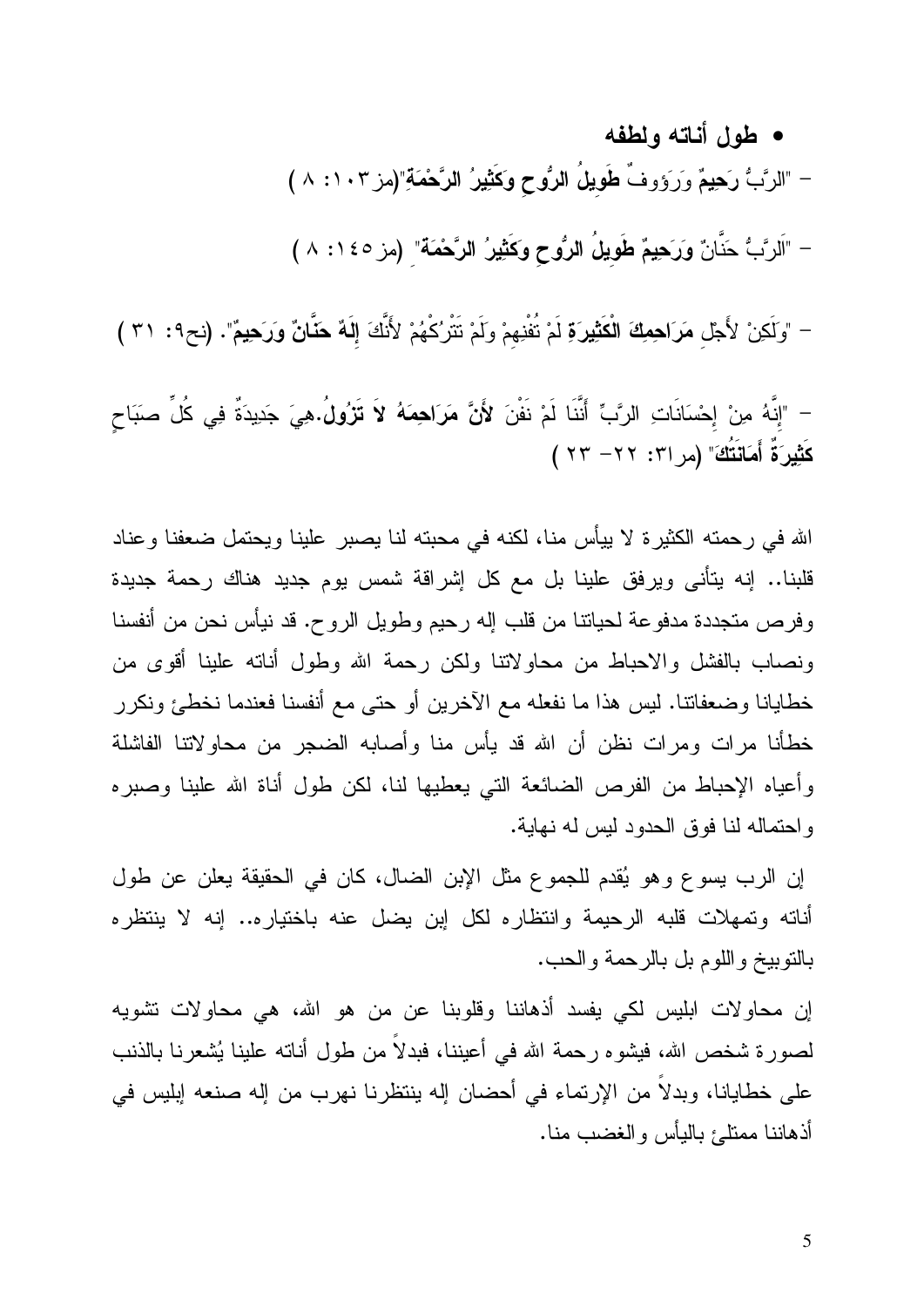- **طول أناته ولطفه**

- "الرَّبُّ **رَحِيمٌ** وَرَؤوفٌ **طَوِيلُ الرُّوحِ وكَثِيرُ الرَّحْمَةِ**"(مز١٠٣: ٨ )

- "اَلرَّبُّ حَنَّانٌ **وَرَحِيمٌ طَوِيلُ الرُّوحِ وكَثِيرُ الرَّحْمَةِ**" (مز١٤٥: ٨ )

- "وَلَكِنْ لأَجْلِ **مَرَاحِمِكَ الْكَثِيرَةِ** لَمْ تُفْنِهِمْ وَلَمْ تَتْرُكْهُمْ لأَنَّكَ **إِلَهٌ حَنَّانٌ وَرَحِيمٌ**". (نح٩: ٣١ )

- "إِنَّهُ مِنْ إِحْسَانَاتِ الرَّبِّ أَنَّنَا لَمْ نَفْنَ **لأَنَّ مَرَاحِمَهُ لاَ تَزُولُ**.هِيَ جَدِيدَةٌ فِي كُلِّ صَبَاحٍ **كَثِيرَةٌ أَمَانَتُكَ**" (مرا٣: ٢٢- ٢٣ )

الله في رحمته الكثيرة لا ييأس منا، لكنه في محبته لنا يصبر علينا ويحتمل ضعفنا وعناد قلبنا.. إنه يتأنى ويرفق علينا بل مع كل إشراقة شمس يوم جديد هناك رحمة جديدة وفرص متجددة مدفوعة لحياتنا من قلب إله رحيم وطويل الروح. قد نيأس نحن من أنفسنا ونصاب بالفشل والاحباط من محاولاتنا ولكن رحمة الله وطول أناته علينا أقوى من خطايانا وضعفاتنا. ليس هذا ما نفعله مع الآخرين أو حتى مع أنفسنا فعندما نخطئ ونكرر خطأنا مرات ومرات نظن أن الله قد يأس منا وأصابه الضجر من محاولاتنا الفاشلة وأعياه الإحباط من الفرص الضائعة التي يعطيها لنا، لكن طول أناة الله علينا وصبره واحتماله لنا فوق الحدود ليس له نهاية.

إن الرب يسوع وهو يُقدم للجموع مثل الإبن الضال، كان في الحقيقة يعلن عن طول أناته وتمهلات قلبه الرحيمة وانتظاره لكل إبن يضل عنه باختياره.. إنه لا ينتظره بالتوبيخ واللوم بل بالرحمة والحب.

إن محاولات ابليس لكي يفسد أذهاننا وقلوبنا عن من هو الله، هي محاولات تشويه لصورة شخص الله، فيشوه رحمة الله في أعيننا، فبدلاً من طول أناته علينا يُشعرنا بالذنب على خطايانا، وبدلاً من الإرتماء في أحضان إله ينتظرنا نهرب من إله صنعه إبليس في أذهاننا ممتلئ باليأس والغضب منا.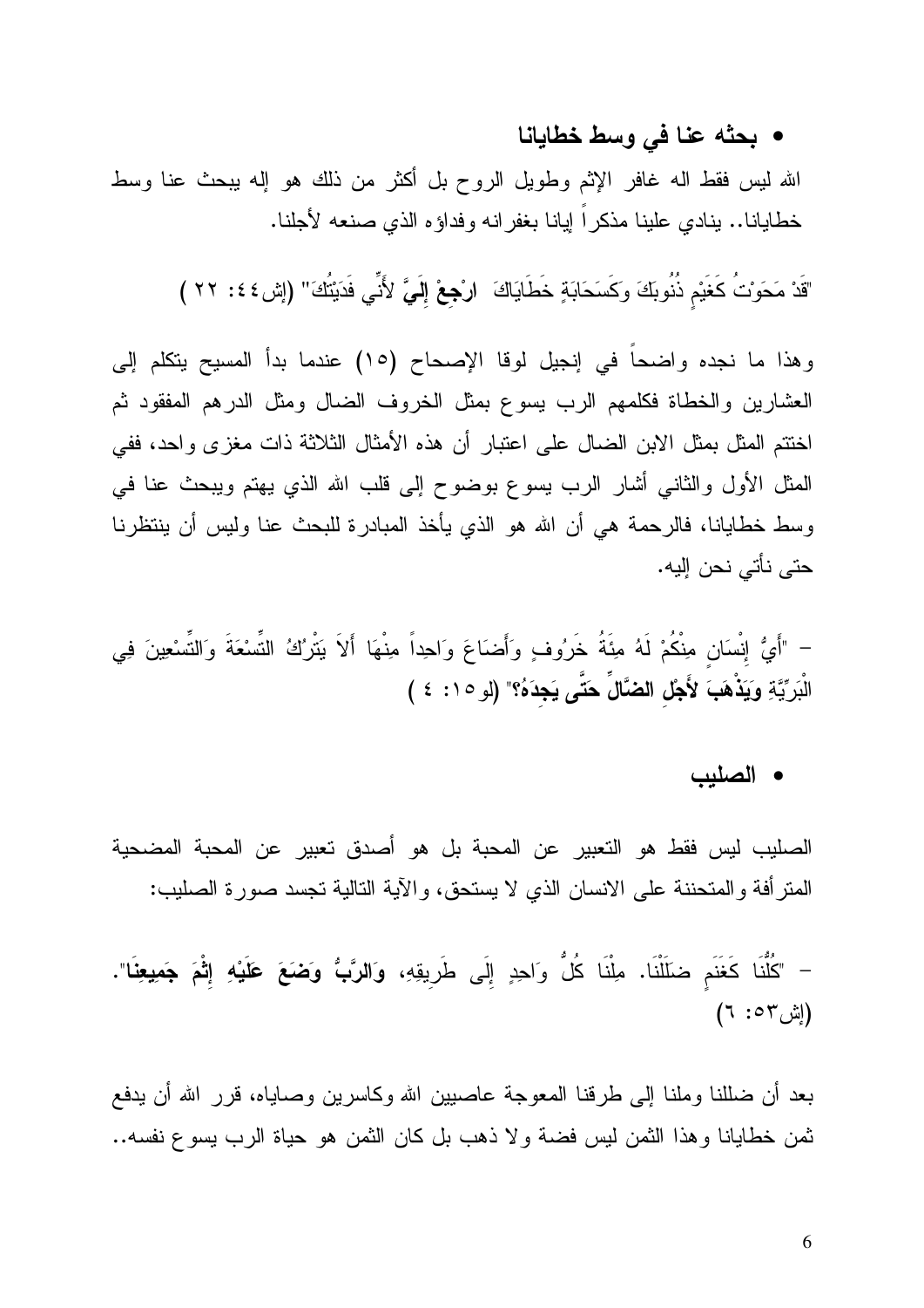- **بحثه عنا في وسط خطايانا**

الله ليس فقط اله غافر الإثم وطويل الروح بل أكثر من ذلك هو إله يبحث عنا وسط خطايانا.. ينادي علينا مذكراً إيانا بغفرانه وفداؤه الذي صنعه لأجلنا.

"قَدْ مَحَوْتُ كَغَيْمٍ ذُنُوبَكَ وَكَسَحَابَةٍ خَطَايَاكَ **ارْجِعْ إِلَيَّ** لأَنِّي فَدَيْتُكَ" (إش٤٤: ٢٢ )

وهذا ما نجده واضحاً في إنجيل لوقا الإصحاح (١٥) عندما بدأ المسيح يتكلم إلى العشارين والخطاة فكلمهم الرب يسوع بمثل الخروف الضال ومثل الدرهم المفقود ثم اختتم المثل بمثل الابن الضال على اعتبار أن هذه الأمثال الثلاثة ذات مغزى واحد، ففي المثل الأول والثاني أشار الرب يسوع بوضوح إلى قلب الله الذي يهتم ويبحث عنا في وسط خطايانا، فالرحمة هي أن الله هو الذي يأخذ المبادرة للبحث عنا وليس أن ينتظرنا حتى نأتي نحن إليه.

- "أَيُّ إِنْسَانٍ مِنْكُمْ لَهُ مِئَةُ خَرُوفٍ وَأَضَاعَ وَاحِداً مِنْهَا أَلاَ يَتْرُكُ التِّسْعَةَ وَالتِّسْعِينَ فِي الْبَرِّيَّةِ **وَيَذْهَبَ لأَجْلِ الضَّالِّ حَتَّى يَجِدَهُ؟**" (لو١٥: ٤ )

- **الصليب**

الصليب ليس فقط هو التعبير عن المحبة بل هو أصدق تعبير عن المحبة المضحية المترأفة والمتحننة على الانسان الذي لا يستحق، والآية التالية تجسد صورة الصليب:

- "كُلُّنَا كَغَنَمٍ ضَلَلْنَا. مِلْنَا كُلُّ وَاحِدٍ إِلَى طَرِيقِهِ، **وَالرَّبُّ وَضَعَ عَلَيْهِ إِثْمَ جَمِيعِنَا**". (إش٥٣: ٦)

بعد أن ضللنا وملنا إلى طرقنا المعوجة عاصيين الله وكاسرين وصاياه، قرر الله أن يدفع ثمن خطايانا وهذا الثمن ليس فضة ولا ذهب بل كان الثمن هو حياة الرب يسوع نفسه..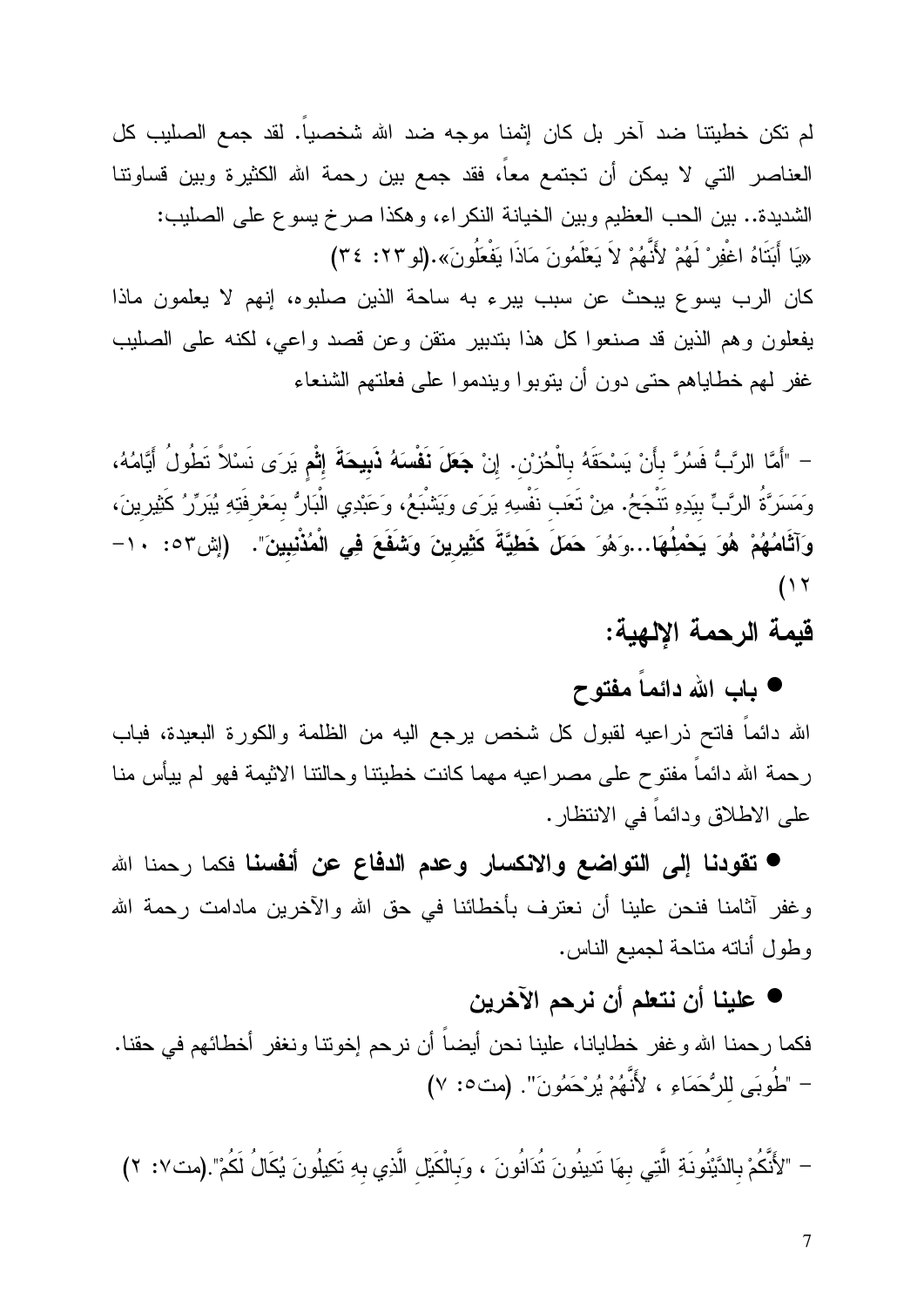لم تكن خطيتنا ضد آخر بل كان إثمنا موجه ضد الله شخصياً. لقد جمع الصليب كل العناصر التي لا يمكن أن تجتمع معاً، فقد جمع بين رحمة الله الكثيرة وبين قساوتنا الشديدة.. بين الحب العظيم وبين الخيانة النكراء، وهكذا صرخ يسوع على الصليب: «يَا أَبَتَاهُ اغْفِرْ لَهُمْ لأَنَّهُمْ لاَ يَعْلَمُونَ مَاذَا يَفْعَلُونَ».(لو٢٣: ٣٤)

كان الرب يسوع يبحث عن سبب يبرء به ساحة الذين صلبوه، إنهم لا يعلمون ماذا يفعلون وهم الذين قد صنعوا كل هذا بتدبير متقن وعن قصد واعي، لكنه على الصليب غفر لهم خطاياهم حتى دون أن يتوبوا ويندموا على فعلتهم الشنعاء

– "أَمَّا الرَّبُّ فَسُرَّ بِأَنْ يَسْحَقَهُ بِالْحُزْنِ. إِنْ **جَعَلَ نَفْسَهُ ذَبِيحَةَ إِثْمٍ** يَرَى نَسْلاً تَطُولُ أَيَّامُهُ، وَمَسَرَّةُ الرَّبِّ بِيَدِهِ تَنْجَحُ. مِنْ تَعَبِ نَفْسِهِ يَرَى وَيَشْبَعُ، وَعَبْدِي الْبَارُّ بِمَعْرِفَتِهِ يُبَرِّرُ كَثِيرِينَ، **وَآثَامُهُمْ هُوَ يَحْمِلُهَا**...وَهُوَ **حَمَلَ خَطِيَّةَ كَثِيرِينَ وَشَفَعَ فِي الْمُذْنِبِينَ**". (إش٥٣: ١٠-١٢)

## قيمة الرحمة الإلهية:

- **باب الله دائماً مفتوح**

الله دائماً فاتح ذراعيه لقبول كل شخص يرجع اليه من الظلمة والكورة البعيدة، فباب رحمة الله دائماً مفتوح على مصراعيه مهما كانت خطيتنا وحالتنا الاثيمة فهو لم ييأس منا على الاطلاق ودائماً في الانتظار.

- **تقودنا إلى التواضع والانكسار وعدم الدفاع عن أنفسنا** فكما رحمنا الله وغفر آثامنا فنحن علينا أن نعترف بأخطائنا في حق الله والآخرين مادامت رحمة الله وطول أناته متاحة لجميع الناس.

- **علينا أن نتعلم أن نرحم الآخرين**

فكما رحمنا الله وغفر خطايانا، علينا نحن أيضاً أن نرحم إخوتنا ونغفر أخطائهم في حقنا.

– "طُوبَى لِلرُّحَمَاءِ ، لأَنَّهُمْ يُرْحَمُونَ". (مت٥: ٧)

– "لأَنَّكُمْ بِالدَّيْنُونَةِ الَّتِي بِهَا تَدِينُونَ تُدَانُونَ ، وَبِالْكَيْلِ الَّذِي بِهِ تَكِيلُونَ يُكَالُ لَكُمْ".(مت٧: ٢)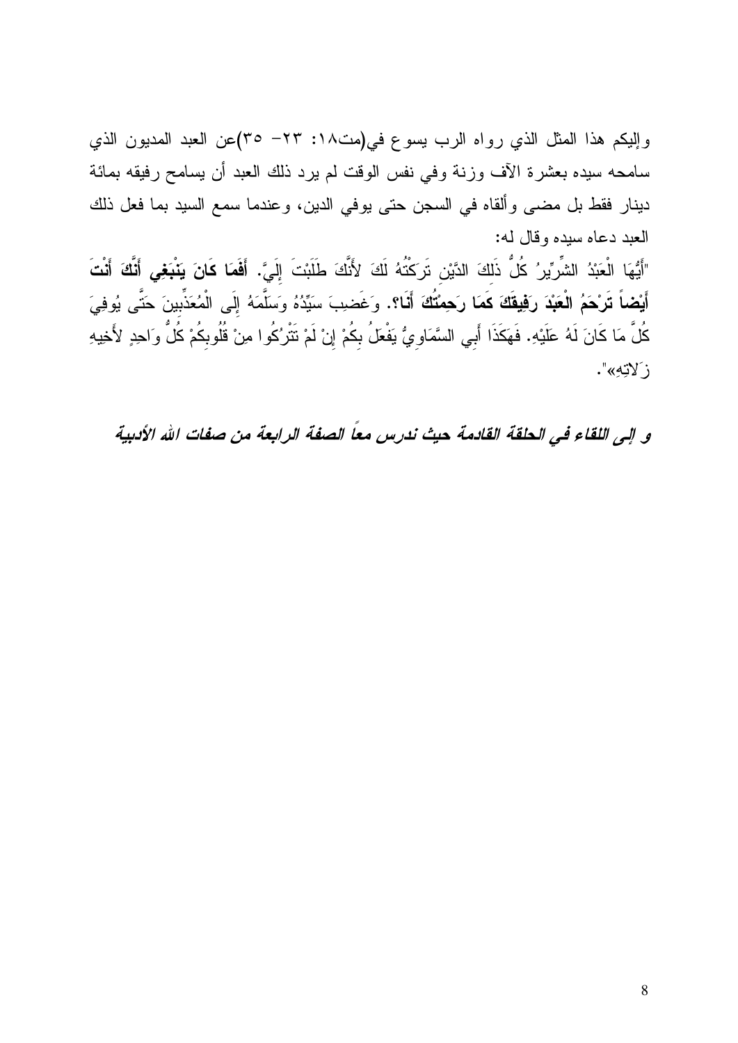وإليكم هذا المثل الذي رواه الرب يسوع في(مت١٨: ٢٣- ٣٥)عن العبد المديون الذي سامحه سيده بعشرة الآف وزنة وفي نفس الوقت لم يرد ذلك العبد أن يسامح رفيقه بمائة دينار فقط بل مضى وألقاه في السجن حتى يوفي الدين، وعندما سمع السيد بما فعل ذلك العبد دعاه سيده وقال له:

"أَيُّهَا الْعَبْدُ الشِّرِّيرُ كُلُّ ذَلِكَ الدَّيْنِ تَرَكْتُهُ لَكَ لأَنَّكَ طَلَبْتَ إِلَيَّ. **أَفَمَا كَانَ يَنْبَغِي أَنَّكَ أَنْتَ أَيْضاً تَرْحَمُ الْعَبْدَ رَفِيقَكَ كَمَا رَحِمْتُكَ أَنَا؟**. وَغَضِبَ سَيِّدُهُ وَسَلَّمَهُ إِلَى الْمُعَذِّبِينَ حَتَّى يُوفِيَ كُلَّ مَا كَانَ لَهُ عَلَيْهِ. فَهَكَذَا أَبِي السَّمَاوِيُّ يَفْعَلُ بِكُمْ إِنْ لَمْ تَتْرُكُوا مِنْ قُلُوبِكُمْ كُلُّ وَاحِدٍ لأَخِيهِ زَلاَتِهِ»".

***و إلى اللقاء في الحلقة القادمة حيث ندرس معاً الصفة الرابعة من صفات الله الأدبية***